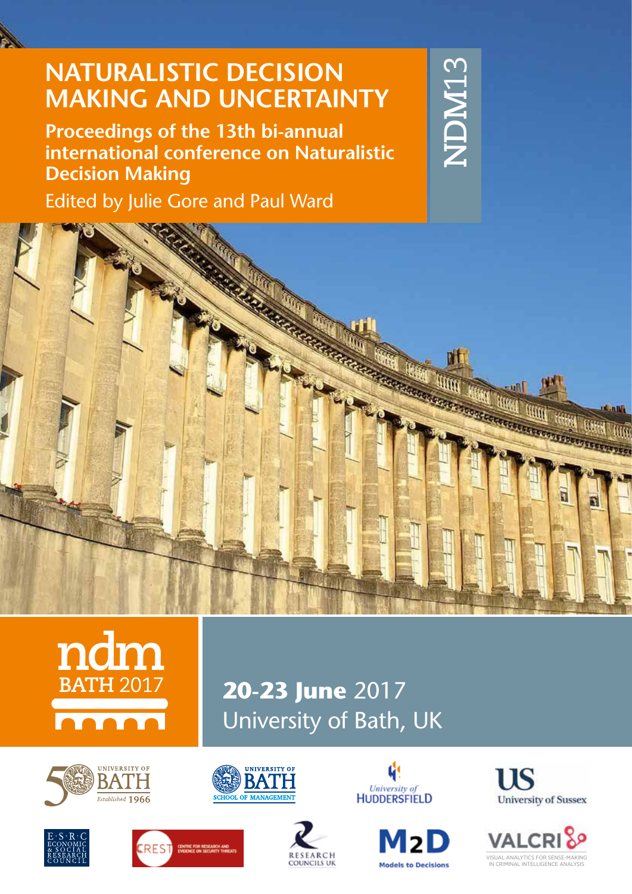# NATURALISTIC DECISION MAKING AND UNCERTAINTY

**Proceedings of the 13th bi-annual international conference on Naturalistic Decision Making**

Edited by Julie Gore and Paul Ward

NDM13

ndm
BATH 2017

**20-23 June** 2017
University of Bath, UK

UNIVERSITY OF BATH Established 1966

UNIVERSITY OF BATH SCHOOL OF MANAGEMENT

University of HUDDERSFIELD

US University of Sussex

E·S·R·C ECONOMIC & SOCIAL RESEARCH COUNCIL

CREST CENTRE FOR RESEARCH AND EVIDENCE ON SECURITY THREATS

RESEARCH COUNCILS UK

M2D Models to Decisions

VALCRI VISUAL ANALYTICS FOR SENSE-MAKING IN CRIMINAL INTELLIGENCE ANALYSIS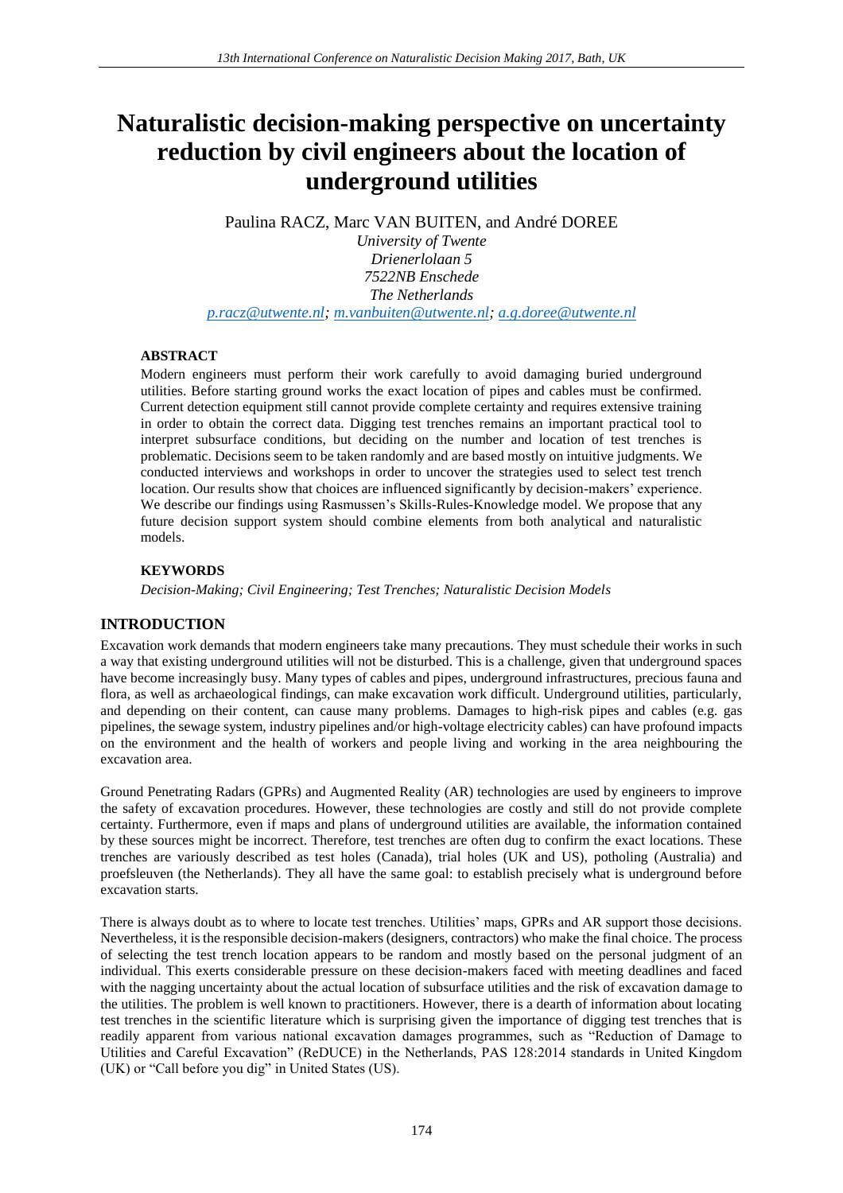# Naturalistic decision-making perspective on uncertainty reduction by civil engineers about the location of underground utilities

Paulina RACZ, Marc VAN BUITEN, and André DOREE

*University of Twente*
*Drienerlolaan 5*
*7522NB Enschede*
*The Netherlands*

*p.racz@utwente.nl; m.vanbuiten@utwente.nl; a.g.doree@utwente.nl*

### ABSTRACT

Modern engineers must perform their work carefully to avoid damaging buried underground utilities. Before starting ground works the exact location of pipes and cables must be confirmed. Current detection equipment still cannot provide complete certainty and requires extensive training in order to obtain the correct data. Digging test trenches remains an important practical tool to interpret subsurface conditions, but deciding on the number and location of test trenches is problematic. Decisions seem to be taken randomly and are based mostly on intuitive judgments. We conducted interviews and workshops in order to uncover the strategies used to select test trench location. Our results show that choices are influenced significantly by decision-makers' experience. We describe our findings using Rasmussen's Skills-Rules-Knowledge model. We propose that any future decision support system should combine elements from both analytical and naturalistic models.

### KEYWORDS

*Decision-Making; Civil Engineering; Test Trenches; Naturalistic Decision Models*

## INTRODUCTION

Excavation work demands that modern engineers take many precautions. They must schedule their works in such a way that existing underground utilities will not be disturbed. This is a challenge, given that underground spaces have become increasingly busy. Many types of cables and pipes, underground infrastructures, precious fauna and flora, as well as archaeological findings, can make excavation work difficult. Underground utilities, particularly, and depending on their content, can cause many problems. Damages to high-risk pipes and cables (e.g. gas pipelines, the sewage system, industry pipelines and/or high-voltage electricity cables) can have profound impacts on the environment and the health of workers and people living and working in the area neighbouring the excavation area.

Ground Penetrating Radars (GPRs) and Augmented Reality (AR) technologies are used by engineers to improve the safety of excavation procedures. However, these technologies are costly and still do not provide complete certainty. Furthermore, even if maps and plans of underground utilities are available, the information contained by these sources might be incorrect. Therefore, test trenches are often dug to confirm the exact locations. These trenches are variously described as test holes (Canada), trial holes (UK and US), potholing (Australia) and proefsleuven (the Netherlands). They all have the same goal: to establish precisely what is underground before excavation starts.

There is always doubt as to where to locate test trenches. Utilities' maps, GPRs and AR support those decisions. Nevertheless, it is the responsible decision-makers (designers, contractors) who make the final choice. The process of selecting the test trench location appears to be random and mostly based on the personal judgment of an individual. This exerts considerable pressure on these decision-makers faced with meeting deadlines and faced with the nagging uncertainty about the actual location of subsurface utilities and the risk of excavation damage to the utilities. The problem is well known to practitioners. However, there is a dearth of information about locating test trenches in the scientific literature which is surprising given the importance of digging test trenches that is readily apparent from various national excavation damages programmes, such as "Reduction of Damage to Utilities and Careful Excavation" (ReDUCE) in the Netherlands, PAS 128:2014 standards in United Kingdom (UK) or "Call before you dig" in United States (US).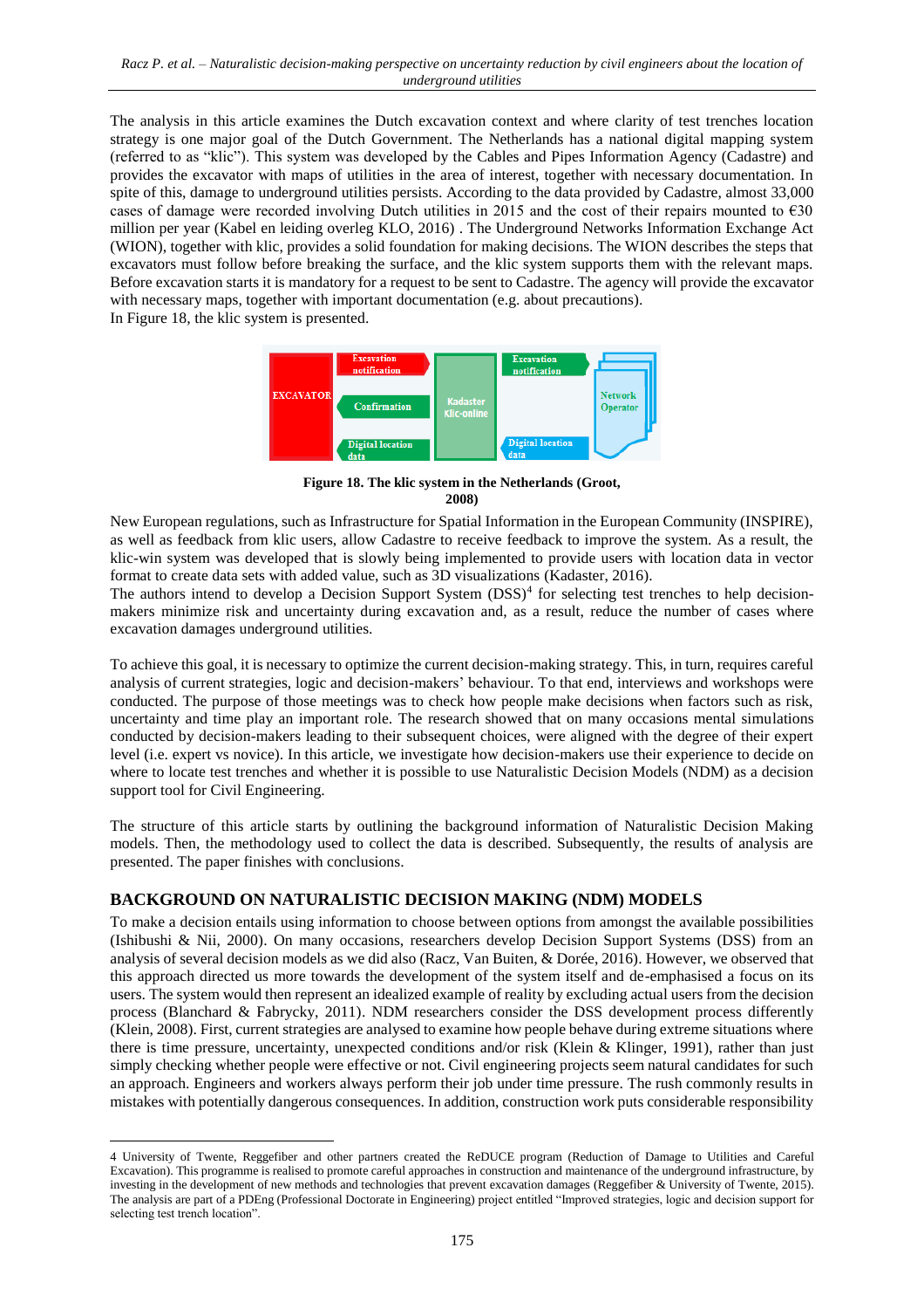The analysis in this article examines the Dutch excavation context and where clarity of test trenches location strategy is one major goal of the Dutch Government. The Netherlands has a national digital mapping system (referred to as "klic"). This system was developed by the Cables and Pipes Information Agency (Cadastre) and provides the excavator with maps of utilities in the area of interest, together with necessary documentation. In spite of this, damage to underground utilities persists. According to the data provided by Cadastre, almost 33,000 cases of damage were recorded involving Dutch utilities in 2015 and the cost of their repairs mounted to €30 million per year (Kabel en leiding overleg KLO, 2016) . The Underground Networks Information Exchange Act (WION), together with klic, provides a solid foundation for making decisions. The WION describes the steps that excavators must follow before breaking the surface, and the klic system supports them with the relevant maps. Before excavation starts it is mandatory for a request to be sent to Cadastre. The agency will provide the excavator with necessary maps, together with important documentation (e.g. about precautions).
In Figure 18, the klic system is presented.

EXCAVATOR | Excavation notification | Confirmation | Digital location data | Kadaster Klic-online | Excavation notification | Digital location data | Network Operator

**Figure 18. The klic system in the Netherlands (Groot, 2008)**

New European regulations, such as Infrastructure for Spatial Information in the European Community (INSPIRE), as well as feedback from klic users, allow Cadastre to receive feedback to improve the system. As a result, the klic-win system was developed that is slowly being implemented to provide users with location data in vector format to create data sets with added value, such as 3D visualizations (Kadaster, 2016).
The authors intend to develop a Decision Support System (DSS)[4] for selecting test trenches to help decision-makers minimize risk and uncertainty during excavation and, as a result, reduce the number of cases where excavation damages underground utilities.

To achieve this goal, it is necessary to optimize the current decision-making strategy. This, in turn, requires careful analysis of current strategies, logic and decision-makers' behaviour. To that end, interviews and workshops were conducted. The purpose of those meetings was to check how people make decisions when factors such as risk, uncertainty and time play an important role. The research showed that on many occasions mental simulations conducted by decision-makers leading to their subsequent choices, were aligned with the degree of their expert level (i.e. expert vs novice). In this article, we investigate how decision-makers use their experience to decide on where to locate test trenches and whether it is possible to use Naturalistic Decision Models (NDM) as a decision support tool for Civil Engineering.

The structure of this article starts by outlining the background information of Naturalistic Decision Making models. Then, the methodology used to collect the data is described. Subsequently, the results of analysis are presented. The paper finishes with conclusions.

## BACKGROUND ON NATURALISTIC DECISION MAKING (NDM) MODELS

To make a decision entails using information to choose between options from amongst the available possibilities (Ishibushi & Nii, 2000). On many occasions, researchers develop Decision Support Systems (DSS) from an analysis of several decision models as we did also (Racz, Van Buiten, & Dorée, 2016). However, we observed that this approach directed us more towards the development of the system itself and de-emphasised a focus on its users. The system would then represent an idealized example of reality by excluding actual users from the decision process (Blanchard & Fabrycky, 2011). NDM researchers consider the DSS development process differently (Klein, 2008). First, current strategies are analysed to examine how people behave during extreme situations where there is time pressure, uncertainty, unexpected conditions and/or risk (Klein & Klinger, 1991), rather than just simply checking whether people were effective or not. Civil engineering projects seem natural candidates for such an approach. Engineers and workers always perform their job under time pressure. The rush commonly results in mistakes with potentially dangerous consequences. In addition, construction work puts considerable responsibility

4 University of Twente, Reggefiber and other partners created the ReDUCE program (Reduction of Damage to Utilities and Careful Excavation). This programme is realised to promote careful approaches in construction and maintenance of the underground infrastructure, by investing in the development of new methods and technologies that prevent excavation damages (Reggefiber & University of Twente, 2015). The analysis are part of a PDEng (Professional Doctorate in Engineering) project entitled "Improved strategies, logic and decision support for selecting test trench location".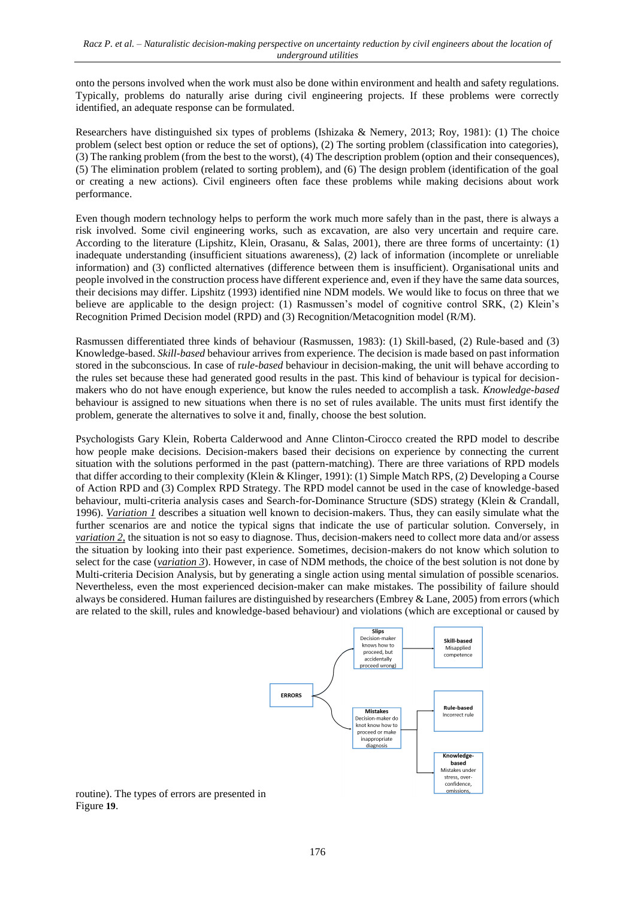onto the persons involved when the work must also be done within environment and health and safety regulations. Typically, problems do naturally arise during civil engineering projects. If these problems were correctly identified, an adequate response can be formulated.

Researchers have distinguished six types of problems (Ishizaka & Nemery, 2013; Roy, 1981): (1) The choice problem (select best option or reduce the set of options), (2) The sorting problem (classification into categories), (3) The ranking problem (from the best to the worst), (4) The description problem (option and their consequences), (5) The elimination problem (related to sorting problem), and (6) The design problem (identification of the goal or creating a new actions). Civil engineers often face these problems while making decisions about work performance.

Even though modern technology helps to perform the work much more safely than in the past, there is always a risk involved. Some civil engineering works, such as excavation, are also very uncertain and require care. According to the literature (Lipshitz, Klein, Orasanu, & Salas, 2001), there are three forms of uncertainty: (1) inadequate understanding (insufficient situations awareness), (2) lack of information (incomplete or unreliable information) and (3) conflicted alternatives (difference between them is insufficient). Organisational units and people involved in the construction process have different experience and, even if they have the same data sources, their decisions may differ. Lipshitz (1993) identified nine NDM models. We would like to focus on three that we believe are applicable to the design project: (1) Rasmussen's model of cognitive control SRK, (2) Klein's Recognition Primed Decision model (RPD) and (3) Recognition/Metacognition model (R/M).

Rasmussen differentiated three kinds of behaviour (Rasmussen, 1983): (1) Skill-based, (2) Rule-based and (3) Knowledge-based. *Skill-based* behaviour arrives from experience. The decision is made based on past information stored in the subconscious. In case of r*ule-based* behaviour in decision-making, the unit will behave according to the rules set because these had generated good results in the past. This kind of behaviour is typical for decision-makers who do not have enough experience, but know the rules needed to accomplish a task. *Knowledge-based* behaviour is assigned to new situations when there is no set of rules available. The units must first identify the problem, generate the alternatives to solve it and, finally, choose the best solution.

Psychologists Gary Klein, Roberta Calderwood and Anne Clinton-Cirocco created the RPD model to describe how people make decisions. Decision-makers based their decisions on experience by connecting the current situation with the solutions performed in the past (pattern-matching). There are three variations of RPD models that differ according to their complexity (Klein & Klinger, 1991): (1) Simple Match RPS, (2) Developing a Course of Action RPD and (3) Complex RPD Strategy. The RPD model cannot be used in the case of knowledge-based behaviour, multi-criteria analysis cases and Search-for-Dominance Structure (SDS) strategy (Klein & Crandall, 1996). *Variation 1* describes a situation well known to decision-makers. Thus, they can easily simulate what the further scenarios are and notice the typical signs that indicate the use of particular solution. Conversely, in *variation 2*, the situation is not so easy to diagnose. Thus, decision-makers need to collect more data and/or assess the situation by looking into their past experience. Sometimes, decision-makers do not know which solution to select for the case (*variation 3*). However, in case of NDM methods, the choice of the best solution is not done by Multi-criteria Decision Analysis, but by generating a single action using mental simulation of possible scenarios. Nevertheless, even the most experienced decision-maker can make mistakes. The possibility of failure should always be considered. Human failures are distinguished by researchers (Embrey & Lane, 2005) from errors (which are related to the skill, rules and knowledge-based behaviour) and violations (which are exceptional or caused by routine). The types of errors are presented in Figure **19**.

ERRORS
- **Slips** – Decision-maker knows how to proceed, but accidentally proceed wrong) → **Skill-based** – Misapplied competence
- **Mistakes** – Decision-maker do knot know how to proceed or make inappropriate diagnosis → **Rule-based** – Incorrect rule; **Knowledge-based** – Mistakes under stress, over-confidence, omissions,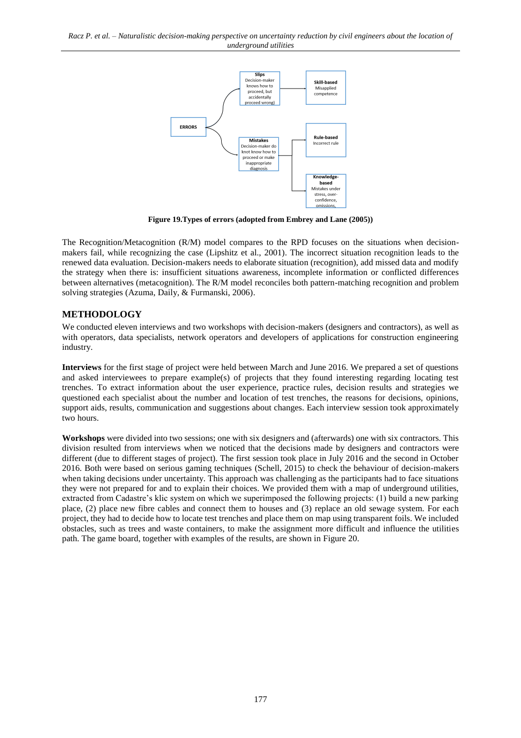**ERRORS**

- **Slips** Decision-maker knows how to proceed, but accidentally proceed wrong)
  - **Skill-based** Misapplied competence
- **Mistakes** Decision-maker do knot know how to proceed or make inappropriate diagnosis
  - **Rule-based** Incorrect rule
  - **Knowledge-based** Mistakes under stress, over-confidence, omissions,

**Figure 19.Types of errors (adopted from Embrey and Lane (2005))**

The Recognition/Metacognition (R/M) model compares to the RPD focuses on the situations when decision-makers fail, while recognizing the case (Lipshitz et al., 2001). The incorrect situation recognition leads to the renewed data evaluation. Decision-makers needs to elaborate situation (recognition), add missed data and modify the strategy when there is: insufficient situations awareness, incomplete information or conflicted differences between alternatives (metacognition). The R/M model reconciles both pattern-matching recognition and problem solving strategies (Azuma, Daily, & Furmanski, 2006).

## METHODOLOGY

We conducted eleven interviews and two workshops with decision-makers (designers and contractors), as well as with operators, data specialists, network operators and developers of applications for construction engineering industry.

**Interviews** for the first stage of project were held between March and June 2016. We prepared a set of questions and asked interviewees to prepare example(s) of projects that they found interesting regarding locating test trenches. To extract information about the user experience, practice rules, decision results and strategies we questioned each specialist about the number and location of test trenches, the reasons for decisions, opinions, support aids, results, communication and suggestions about changes. Each interview session took approximately two hours.

**Workshops** were divided into two sessions; one with six designers and (afterwards) one with six contractors. This division resulted from interviews when we noticed that the decisions made by designers and contractors were different (due to different stages of project). The first session took place in July 2016 and the second in October 2016. Both were based on serious gaming techniques (Schell, 2015) to check the behaviour of decision-makers when taking decisions under uncertainty. This approach was challenging as the participants had to face situations they were not prepared for and to explain their choices. We provided them with a map of underground utilities, extracted from Cadastre's klic system on which we superimposed the following projects: (1) build a new parking place, (2) place new fibre cables and connect them to houses and (3) replace an old sewage system. For each project, they had to decide how to locate test trenches and place them on map using transparent foils. We included obstacles, such as trees and waste containers, to make the assignment more difficult and influence the utilities path. The game board, together with examples of the results, are shown in Figure 20.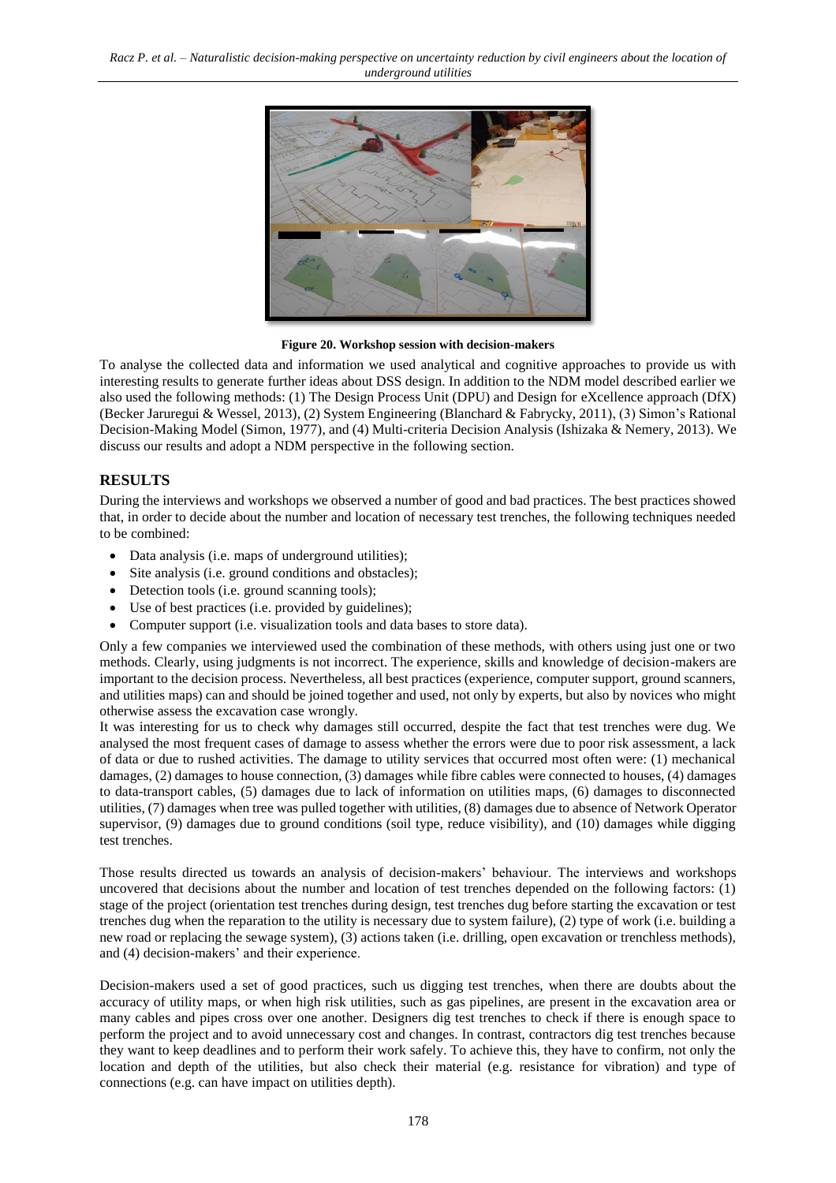**Figure 20. Workshop session with decision-makers**

To analyse the collected data and information we used analytical and cognitive approaches to provide us with interesting results to generate further ideas about DSS design. In addition to the NDM model described earlier we also used the following methods: (1) The Design Process Unit (DPU) and Design for eXcellence approach (DfX) (Becker Jaruregui & Wessel, 2013), (2) System Engineering (Blanchard & Fabrycky, 2011), (3) Simon's Rational Decision-Making Model (Simon, 1977), and (4) Multi-criteria Decision Analysis (Ishizaka & Nemery, 2013). We discuss our results and adopt a NDM perspective in the following section.

## RESULTS

During the interviews and workshops we observed a number of good and bad practices. The best practices showed that, in order to decide about the number and location of necessary test trenches, the following techniques needed to be combined:

- Data analysis (i.e. maps of underground utilities);
- Site analysis (i.e. ground conditions and obstacles);
- Detection tools (i.e. ground scanning tools);
- Use of best practices (i.e. provided by guidelines);
- Computer support (i.e. visualization tools and data bases to store data).

Only a few companies we interviewed used the combination of these methods, with others using just one or two methods. Clearly, using judgments is not incorrect. The experience, skills and knowledge of decision-makers are important to the decision process. Nevertheless, all best practices (experience, computer support, ground scanners, and utilities maps) can and should be joined together and used, not only by experts, but also by novices who might otherwise assess the excavation case wrongly.

It was interesting for us to check why damages still occurred, despite the fact that test trenches were dug. We analysed the most frequent cases of damage to assess whether the errors were due to poor risk assessment, a lack of data or due to rushed activities. The damage to utility services that occurred most often were: (1) mechanical damages, (2) damages to house connection, (3) damages while fibre cables were connected to houses, (4) damages to data-transport cables, (5) damages due to lack of information on utilities maps, (6) damages to disconnected utilities, (7) damages when tree was pulled together with utilities, (8) damages due to absence of Network Operator supervisor, (9) damages due to ground conditions (soil type, reduce visibility), and (10) damages while digging test trenches.

Those results directed us towards an analysis of decision-makers' behaviour. The interviews and workshops uncovered that decisions about the number and location of test trenches depended on the following factors: (1) stage of the project (orientation test trenches during design, test trenches dug before starting the excavation or test trenches dug when the reparation to the utility is necessary due to system failure), (2) type of work (i.e. building a new road or replacing the sewage system), (3) actions taken (i.e. drilling, open excavation or trenchless methods), and (4) decision-makers' and their experience.

Decision-makers used a set of good practices, such us digging test trenches, when there are doubts about the accuracy of utility maps, or when high risk utilities, such as gas pipelines, are present in the excavation area or many cables and pipes cross over one another. Designers dig test trenches to check if there is enough space to perform the project and to avoid unnecessary cost and changes. In contrast, contractors dig test trenches because they want to keep deadlines and to perform their work safely. To achieve this, they have to confirm, not only the location and depth of the utilities, but also check their material (e.g. resistance for vibration) and type of connections (e.g. can have impact on utilities depth).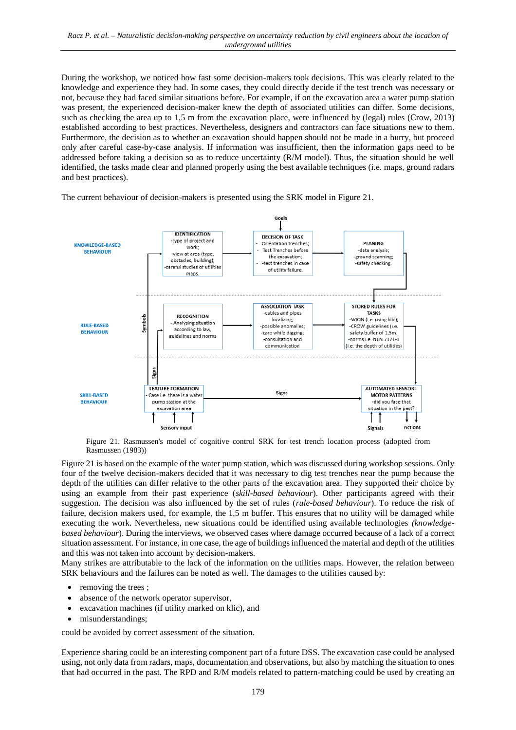During the workshop, we noticed how fast some decision-makers took decisions. This was clearly related to the knowledge and experience they had. In some cases, they could directly decide if the test trench was necessary or not, because they had faced similar situations before. For example, if on the excavation area a water pump station was present, the experienced decision-maker knew the depth of associated utilities can differ. Some decisions, such as checking the area up to 1,5 m from the excavation place, were influenced by (legal) rules (Crow, 2013) established according to best practices. Nevertheless, designers and contractors can face situations new to them. Furthermore, the decision as to whether an excavation should happen should not be made in a hurry, but proceed only after careful case-by-case analysis. If information was insufficient, then the information gaps need to be addressed before taking a decision so as to reduce uncertainty (R/M model). Thus, the situation should be well identified, the tasks made clear and planned properly using the best available techniques (i.e. maps, ground radars and best practices).

The current behaviour of decision-makers is presented using the SRK model in Figure 21.

Figure 21. Rasmussen's model of cognitive control SRK for test trench location process (adopted from Rasmussen (1983))

Figure 21 is based on the example of the water pump station, which was discussed during workshop sessions. Only four of the twelve decision-makers decided that it was necessary to dig test trenches near the pump because the depth of the utilities can differ relative to the other parts of the excavation area. They supported their choice by using an example from their past experience (*skill-based behaviour*). Other participants agreed with their suggestion. The decision was also influenced by the set of rules (*rule-based behaviour*). To reduce the risk of failure, decision makers used, for example, the 1,5 m buffer. This ensures that no utility will be damaged while executing the work. Nevertheless, new situations could be identified using available technologies *(knowledge-based behaviour*). During the interviews, we observed cases where damage occurred because of a lack of a correct situation assessment. For instance, in one case, the age of buildings influenced the material and depth of the utilities and this was not taken into account by decision-makers.

Many strikes are attributable to the lack of the information on the utilities maps. However, the relation between SRK behaviours and the failures can be noted as well. The damages to the utilities caused by:

- removing the trees ;
- absence of the network operator supervisor,
- excavation machines (if utility marked on klic), and
- misunderstandings;

could be avoided by correct assessment of the situation.

Experience sharing could be an interesting component part of a future DSS. The excavation case could be analysed using, not only data from radars, maps, documentation and observations, but also by matching the situation to ones that had occurred in the past. The RPD and R/M models related to pattern-matching could be used by creating an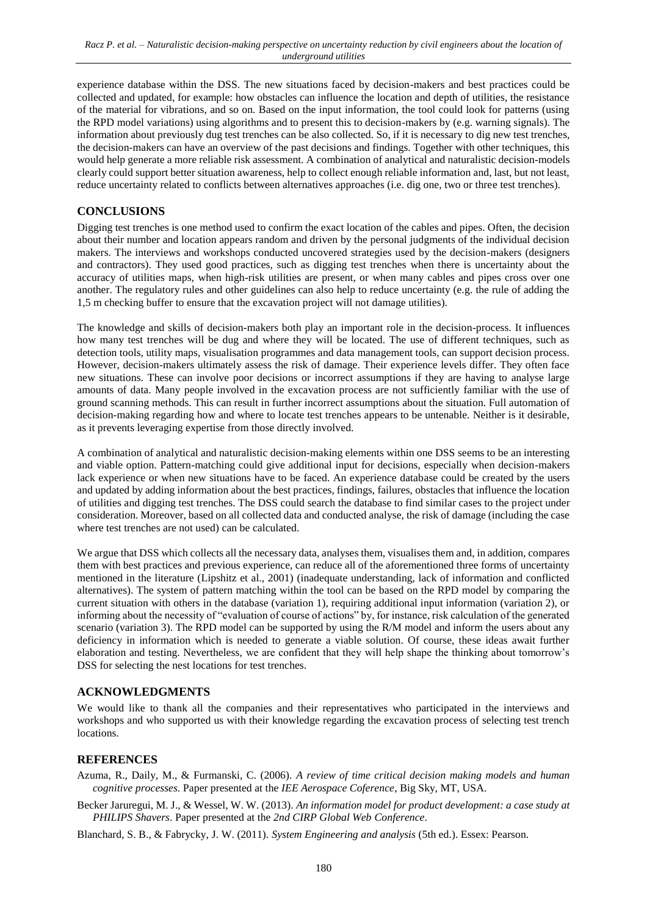experience database within the DSS. The new situations faced by decision-makers and best practices could be collected and updated, for example: how obstacles can influence the location and depth of utilities, the resistance of the material for vibrations, and so on. Based on the input information, the tool could look for patterns (using the RPD model variations) using algorithms and to present this to decision-makers by (e.g. warning signals). The information about previously dug test trenches can be also collected. So, if it is necessary to dig new test trenches, the decision-makers can have an overview of the past decisions and findings. Together with other techniques, this would help generate a more reliable risk assessment. A combination of analytical and naturalistic decision-models clearly could support better situation awareness, help to collect enough reliable information and, last, but not least, reduce uncertainty related to conflicts between alternatives approaches (i.e. dig one, two or three test trenches).

## CONCLUSIONS

Digging test trenches is one method used to confirm the exact location of the cables and pipes. Often, the decision about their number and location appears random and driven by the personal judgments of the individual decision makers. The interviews and workshops conducted uncovered strategies used by the decision-makers (designers and contractors). They used good practices, such as digging test trenches when there is uncertainty about the accuracy of utilities maps, when high-risk utilities are present, or when many cables and pipes cross over one another. The regulatory rules and other guidelines can also help to reduce uncertainty (e.g. the rule of adding the 1,5 m checking buffer to ensure that the excavation project will not damage utilities).

The knowledge and skills of decision-makers both play an important role in the decision-process. It influences how many test trenches will be dug and where they will be located. The use of different techniques, such as detection tools, utility maps, visualisation programmes and data management tools, can support decision process. However, decision-makers ultimately assess the risk of damage. Their experience levels differ. They often face new situations. These can involve poor decisions or incorrect assumptions if they are having to analyse large amounts of data. Many people involved in the excavation process are not sufficiently familiar with the use of ground scanning methods. This can result in further incorrect assumptions about the situation. Full automation of decision-making regarding how and where to locate test trenches appears to be untenable. Neither is it desirable, as it prevents leveraging expertise from those directly involved.

A combination of analytical and naturalistic decision-making elements within one DSS seems to be an interesting and viable option. Pattern-matching could give additional input for decisions, especially when decision-makers lack experience or when new situations have to be faced. An experience database could be created by the users and updated by adding information about the best practices, findings, failures, obstacles that influence the location of utilities and digging test trenches. The DSS could search the database to find similar cases to the project under consideration. Moreover, based on all collected data and conducted analyse, the risk of damage (including the case where test trenches are not used) can be calculated.

We argue that DSS which collects all the necessary data, analyses them, visualises them and, in addition, compares them with best practices and previous experience, can reduce all of the aforementioned three forms of uncertainty mentioned in the literature (Lipshitz et al., 2001) (inadequate understanding, lack of information and conflicted alternatives). The system of pattern matching within the tool can be based on the RPD model by comparing the current situation with others in the database (variation 1), requiring additional input information (variation 2), or informing about the necessity of "evaluation of course of actions" by, for instance, risk calculation of the generated scenario (variation 3). The RPD model can be supported by using the R/M model and inform the users about any deficiency in information which is needed to generate a viable solution. Of course, these ideas await further elaboration and testing. Nevertheless, we are confident that they will help shape the thinking about tomorrow's DSS for selecting the nest locations for test trenches.

## ACKNOWLEDGMENTS

We would like to thank all the companies and their representatives who participated in the interviews and workshops and who supported us with their knowledge regarding the excavation process of selecting test trench locations.

## REFERENCES

Azuma, R., Daily, M., & Furmanski, C. (2006). *A review of time critical decision making models and human cognitive processes*. Paper presented at the *IEE Aerospace Coference*, Big Sky, MT, USA.

Becker Jaruregui, M. J., & Wessel, W. W. (2013). *An information model for product development: a case study at PHILIPS Shavers*. Paper presented at the *2nd CIRP Global Web Conference*.

Blanchard, S. B., & Fabrycky, J. W. (2011). *System Engineering and analysis* (5th ed.). Essex: Pearson.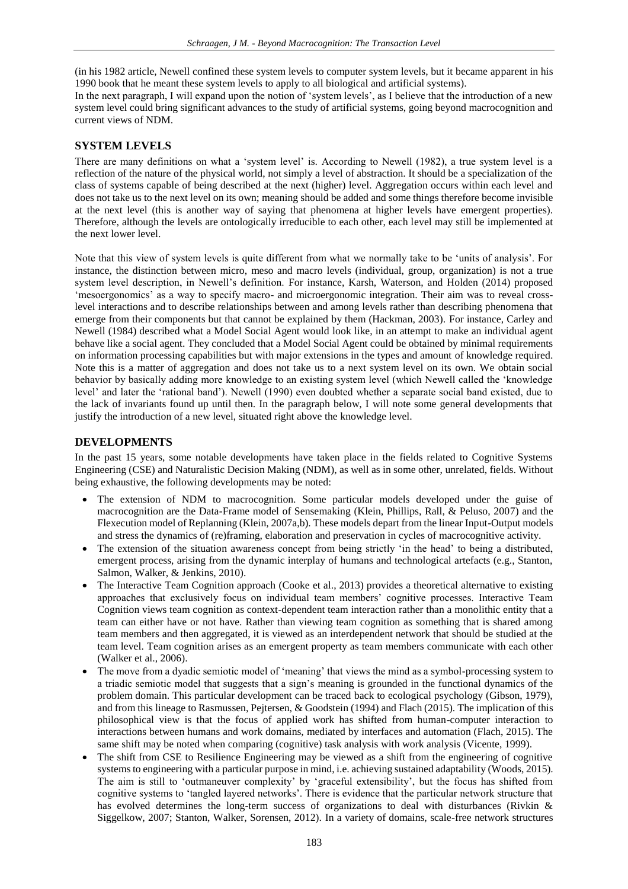(in his 1982 article, Newell confined these system levels to computer system levels, but it became apparent in his 1990 book that he meant these system levels to apply to all biological and artificial systems).
In the next paragraph, I will expand upon the notion of 'system levels', as I believe that the introduction of a new system level could bring significant advances to the study of artificial systems, going beyond macrocognition and current views of NDM.

## SYSTEM LEVELS

There are many definitions on what a 'system level' is. According to Newell (1982), a true system level is a reflection of the nature of the physical world, not simply a level of abstraction. It should be a specialization of the class of systems capable of being described at the next (higher) level. Aggregation occurs within each level and does not take us to the next level on its own; meaning should be added and some things therefore become invisible at the next level (this is another way of saying that phenomena at higher levels have emergent properties). Therefore, although the levels are ontologically irreducible to each other, each level may still be implemented at the next lower level.

Note that this view of system levels is quite different from what we normally take to be 'units of analysis'. For instance, the distinction between micro, meso and macro levels (individual, group, organization) is not a true system level description, in Newell's definition. For instance, Karsh, Waterson, and Holden (2014) proposed 'mesoergonomics' as a way to specify macro- and microergonomic integration. Their aim was to reveal cross-level interactions and to describe relationships between and among levels rather than describing phenomena that emerge from their components but that cannot be explained by them (Hackman, 2003). For instance, Carley and Newell (1984) described what a Model Social Agent would look like, in an attempt to make an individual agent behave like a social agent. They concluded that a Model Social Agent could be obtained by minimal requirements on information processing capabilities but with major extensions in the types and amount of knowledge required. Note this is a matter of aggregation and does not take us to a next system level on its own. We obtain social behavior by basically adding more knowledge to an existing system level (which Newell called the 'knowledge level' and later the 'rational band'). Newell (1990) even doubted whether a separate social band existed, due to the lack of invariants found up until then. In the paragraph below, I will note some general developments that justify the introduction of a new level, situated right above the knowledge level.

## DEVELOPMENTS

In the past 15 years, some notable developments have taken place in the fields related to Cognitive Systems Engineering (CSE) and Naturalistic Decision Making (NDM), as well as in some other, unrelated, fields. Without being exhaustive, the following developments may be noted:

- The extension of NDM to macrocognition. Some particular models developed under the guise of macrocognition are the Data-Frame model of Sensemaking (Klein, Phillips, Rall, & Peluso, 2007) and the Flexecution model of Replanning (Klein, 2007a,b). These models depart from the linear Input-Output models and stress the dynamics of (re)framing, elaboration and preservation in cycles of macrocognitive activity.
- The extension of the situation awareness concept from being strictly 'in the head' to being a distributed, emergent process, arising from the dynamic interplay of humans and technological artefacts (e.g., Stanton, Salmon, Walker, & Jenkins, 2010).
- The Interactive Team Cognition approach (Cooke et al., 2013) provides a theoretical alternative to existing approaches that exclusively focus on individual team members' cognitive processes. Interactive Team Cognition views team cognition as context-dependent team interaction rather than a monolithic entity that a team can either have or not have. Rather than viewing team cognition as something that is shared among team members and then aggregated, it is viewed as an interdependent network that should be studied at the team level. Team cognition arises as an emergent property as team members communicate with each other (Walker et al., 2006).
- The move from a dyadic semiotic model of 'meaning' that views the mind as a symbol-processing system to a triadic semiotic model that suggests that a sign's meaning is grounded in the functional dynamics of the problem domain. This particular development can be traced back to ecological psychology (Gibson, 1979), and from this lineage to Rasmussen, Pejtersen, & Goodstein (1994) and Flach (2015). The implication of this philosophical view is that the focus of applied work has shifted from human-computer interaction to interactions between humans and work domains, mediated by interfaces and automation (Flach, 2015). The same shift may be noted when comparing (cognitive) task analysis with work analysis (Vicente, 1999).
- The shift from CSE to Resilience Engineering may be viewed as a shift from the engineering of cognitive systems to engineering with a particular purpose in mind, i.e. achieving sustained adaptability (Woods, 2015). The aim is still to 'outmaneuver complexity' by 'graceful extensibility', but the focus has shifted from cognitive systems to 'tangled layered networks'. There is evidence that the particular network structure that has evolved determines the long-term success of organizations to deal with disturbances (Rivkin & Siggelkow, 2007; Stanton, Walker, Sorensen, 2012). In a variety of domains, scale-free network structures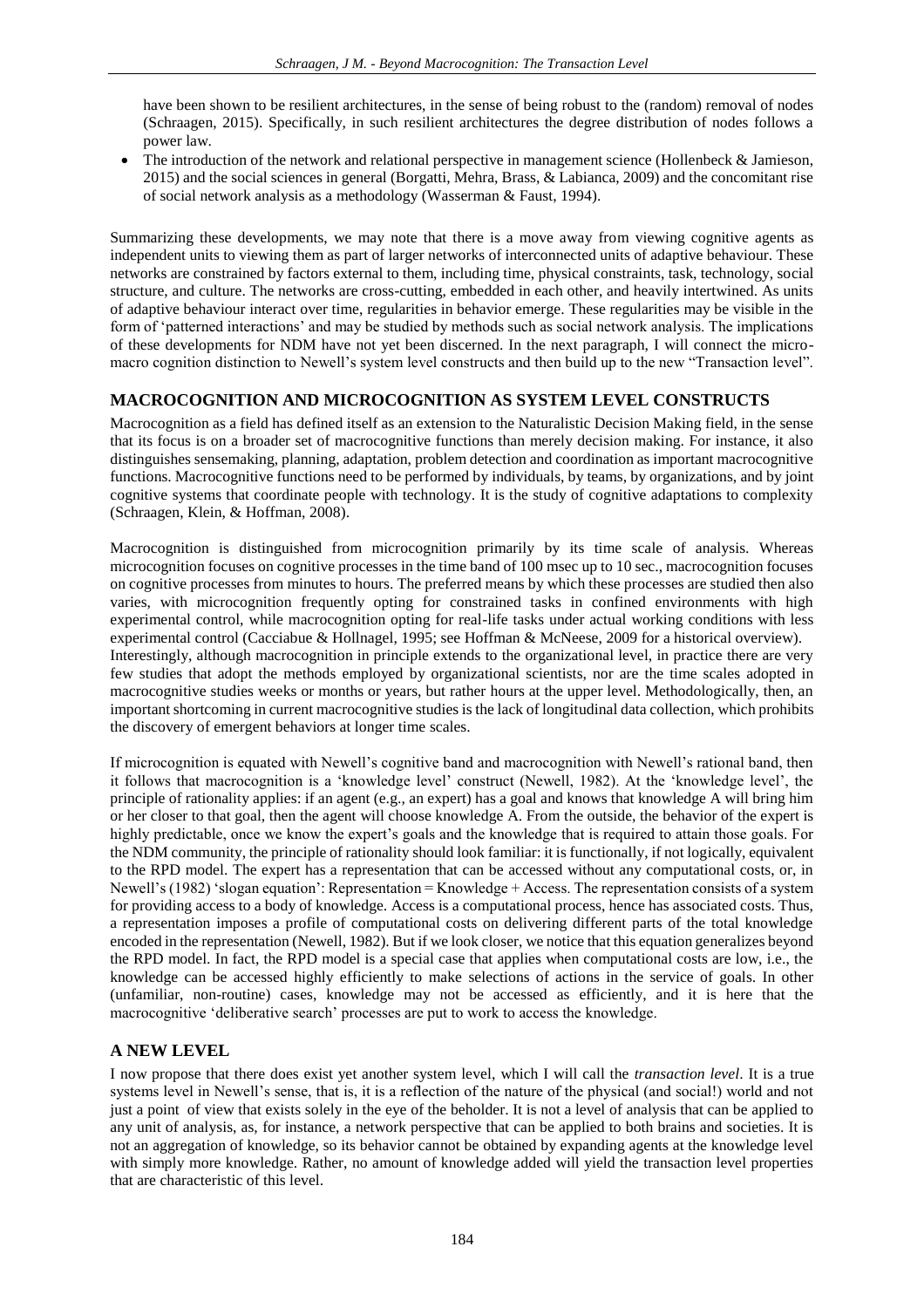have been shown to be resilient architectures, in the sense of being robust to the (random) removal of nodes (Schraagen, 2015). Specifically, in such resilient architectures the degree distribution of nodes follows a power law.

- The introduction of the network and relational perspective in management science (Hollenbeck & Jamieson, 2015) and the social sciences in general (Borgatti, Mehra, Brass, & Labianca, 2009) and the concomitant rise of social network analysis as a methodology (Wasserman & Faust, 1994).

Summarizing these developments, we may note that there is a move away from viewing cognitive agents as independent units to viewing them as part of larger networks of interconnected units of adaptive behaviour. These networks are constrained by factors external to them, including time, physical constraints, task, technology, social structure, and culture. The networks are cross-cutting, embedded in each other, and heavily intertwined. As units of adaptive behaviour interact over time, regularities in behavior emerge. These regularities may be visible in the form of 'patterned interactions' and may be studied by methods such as social network analysis. The implications of these developments for NDM have not yet been discerned. In the next paragraph, I will connect the micro-macro cognition distinction to Newell's system level constructs and then build up to the new "Transaction level".

## MACROCOGNITION AND MICROCOGNITION AS SYSTEM LEVEL CONSTRUCTS

Macrocognition as a field has defined itself as an extension to the Naturalistic Decision Making field, in the sense that its focus is on a broader set of macrocognitive functions than merely decision making. For instance, it also distinguishes sensemaking, planning, adaptation, problem detection and coordination as important macrocognitive functions. Macrocognitive functions need to be performed by individuals, by teams, by organizations, and by joint cognitive systems that coordinate people with technology. It is the study of cognitive adaptations to complexity (Schraagen, Klein, & Hoffman, 2008).

Macrocognition is distinguished from microcognition primarily by its time scale of analysis. Whereas microcognition focuses on cognitive processes in the time band of 100 msec up to 10 sec., macrocognition focuses on cognitive processes from minutes to hours. The preferred means by which these processes are studied then also varies, with microcognition frequently opting for constrained tasks in confined environments with high experimental control, while macrocognition opting for real-life tasks under actual working conditions with less experimental control (Cacciabue & Hollnagel, 1995; see Hoffman & McNeese, 2009 for a historical overview).
Interestingly, although macrocognition in principle extends to the organizational level, in practice there are very few studies that adopt the methods employed by organizational scientists, nor are the time scales adopted in macrocognitive studies weeks or months or years, but rather hours at the upper level. Methodologically, then, an important shortcoming in current macrocognitive studies is the lack of longitudinal data collection, which prohibits the discovery of emergent behaviors at longer time scales.

If microcognition is equated with Newell's cognitive band and macrocognition with Newell's rational band, then it follows that macrocognition is a 'knowledge level' construct (Newell, 1982). At the 'knowledge level', the principle of rationality applies: if an agent (e.g., an expert) has a goal and knows that knowledge A will bring him or her closer to that goal, then the agent will choose knowledge A. From the outside, the behavior of the expert is highly predictable, once we know the expert's goals and the knowledge that is required to attain those goals. For the NDM community, the principle of rationality should look familiar: it is functionally, if not logically, equivalent to the RPD model. The expert has a representation that can be accessed without any computational costs, or, in Newell's (1982) 'slogan equation': Representation = Knowledge + Access. The representation consists of a system for providing access to a body of knowledge. Access is a computational process, hence has associated costs. Thus, a representation imposes a profile of computational costs on delivering different parts of the total knowledge encoded in the representation (Newell, 1982). But if we look closer, we notice that this equation generalizes beyond the RPD model. In fact, the RPD model is a special case that applies when computational costs are low, i.e., the knowledge can be accessed highly efficiently to make selections of actions in the service of goals. In other (unfamiliar, non-routine) cases, knowledge may not be accessed as efficiently, and it is here that the macrocognitive 'deliberative search' processes are put to work to access the knowledge.

## A NEW LEVEL

I now propose that there does exist yet another system level, which I will call the *transaction level*. It is a true systems level in Newell's sense, that is, it is a reflection of the nature of the physical (and social!) world and not just a point of view that exists solely in the eye of the beholder. It is not a level of analysis that can be applied to any unit of analysis, as, for instance, a network perspective that can be applied to both brains and societies. It is not an aggregation of knowledge, so its behavior cannot be obtained by expanding agents at the knowledge level with simply more knowledge. Rather, no amount of knowledge added will yield the transaction level properties that are characteristic of this level.